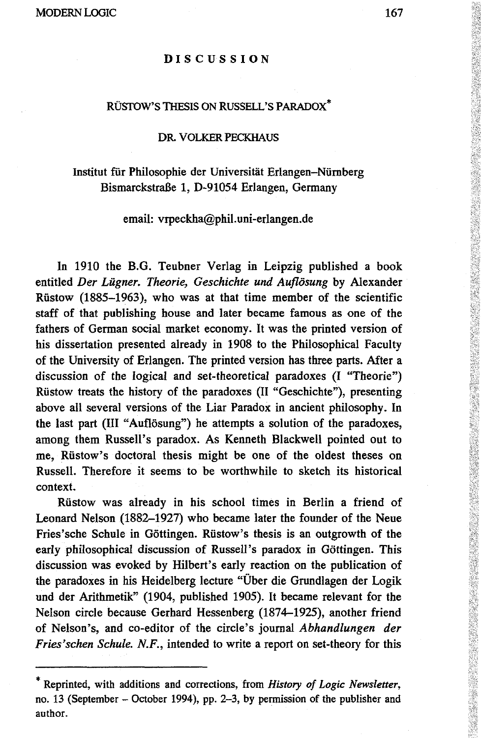## DISCUSSION

### RÜSTOW'S THESIS ON RUSSELL'S PARADOX*

DR. VOLKER PECKHAUS

Institut für Philosophie der Universität Erlangen–Nürnberg
Bismarckstraße 1, D-91054 Erlangen, Germany

email: vrpeckha@phil.uni-erlangen.de

In 1910 the B.G. Teubner Verlag in Leipzig published a book entitled *Der Lügner. Theorie, Geschichte und Auflösung* by Alexander Rüstow (1885–1963), who was at that time member of the scientific staff of that publishing house and later became famous as one of the fathers of German social market economy. It was the printed version of his dissertation presented already in 1908 to the Philosophical Faculty of the University of Erlangen. The printed version has three parts. After a discussion of the logical and set-theoretical paradoxes (I "Theorie") Rüstow treats the history of the paradoxes (II "Geschichte"), presenting above all several versions of the Liar Paradox in ancient philosophy. In the last part (III "Auflösung") he attempts a solution of the paradoxes, among them Russell's paradox. As Kenneth Blackwell pointed out to me, Rüstow's doctoral thesis might be one of the oldest theses on Russell. Therefore it seems to be worthwhile to sketch its historical context.

Rüstow was already in his school times in Berlin a friend of Leonard Nelson (1882–1927) who became later the founder of the Neue Fries'sche Schule in Göttingen. Rüstow's thesis is an outgrowth of the early philosophical discussion of Russell's paradox in Göttingen. This discussion was evoked by Hilbert's early reaction on the publication of the paradoxes in his Heidelberg lecture "Über die Grundlagen der Logik und der Arithmetik" (1904, published 1905). It became relevant for the Nelson circle because Gerhard Hessenberg (1874–1925), another friend of Nelson's, and co-editor of the circle's journal *Abhandlungen der Fries'schen Schule. N.F.*, intended to write a report on set-theory for this

---

* Reprinted, with additions and corrections, from *History of Logic Newsletter*, no. 13 (September – October 1994), pp. 2–3, by permission of the publisher and author.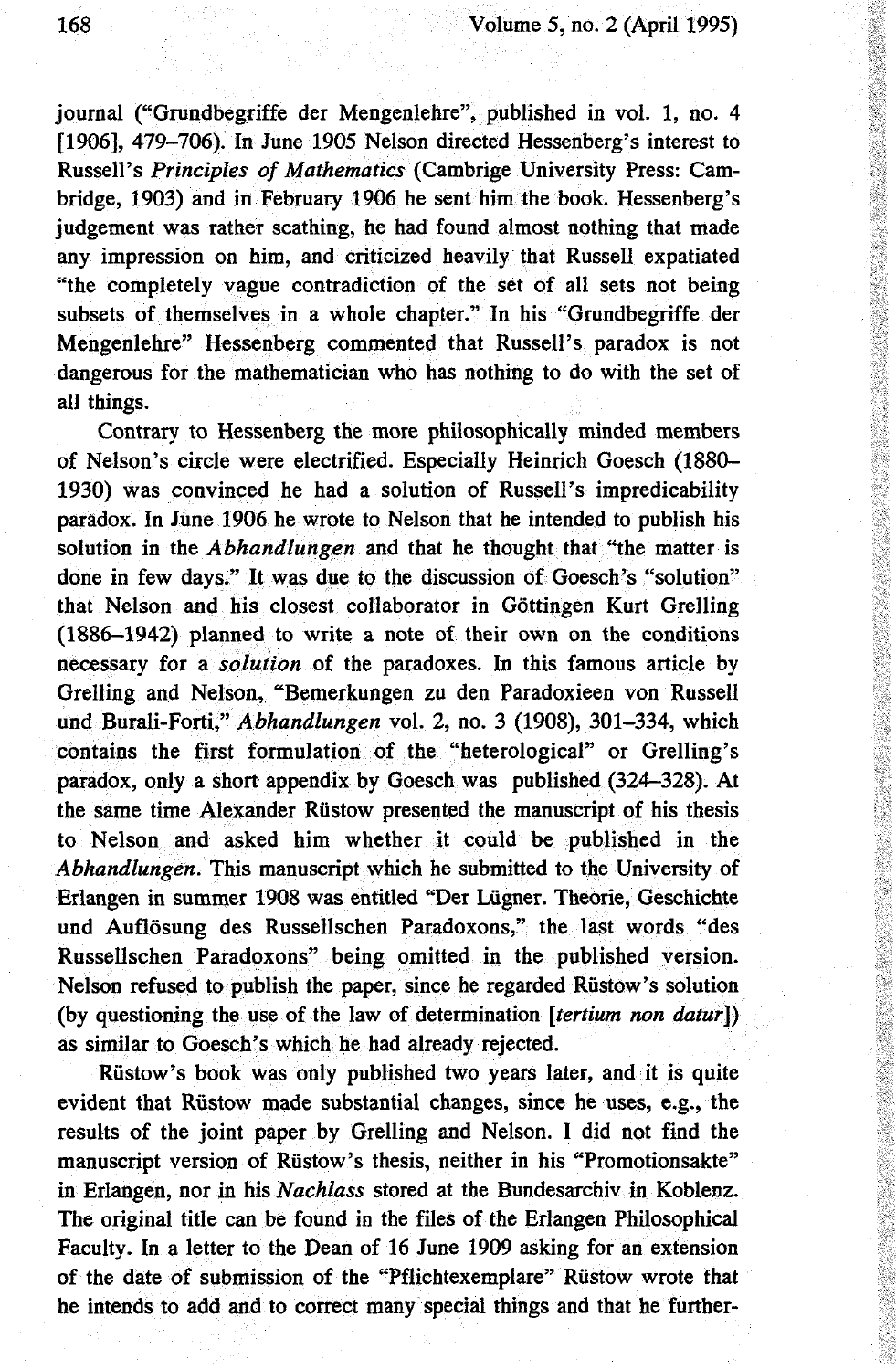journal ("Grundbegriffe der Mengenlehre", published in vol. 1, no. 4 [1906], 479–706). In June 1905 Nelson directed Hessenberg's interest to Russell's *Principles of Mathematics* (Cambrige University Press: Cambridge, 1903) and in February 1906 he sent him the book. Hessenberg's judgement was rather scathing, he had found almost nothing that made any impression on him, and criticized heavily that Russell expatiated "the completely vague contradiction of the set of all sets not being subsets of themselves in a whole chapter." In his "Grundbegriffe der Mengenlehre" Hessenberg commented that Russell's paradox is not dangerous for the mathematician who has nothing to do with the set of all things.

Contrary to Hessenberg the more philosophically minded members of Nelson's circle were electrified. Especially Heinrich Goesch (1880–1930) was convinced he had a solution of Russell's impredicability paradox. In June 1906 he wrote to Nelson that he intended to publish his solution in the *Abhandlungen* and that he thought that "the matter is done in few days." It was due to the discussion of Goesch's "solution" that Nelson and his closest collaborator in Göttingen Kurt Grelling (1886–1942) planned to write a note of their own on the conditions necessary for a *solution* of the paradoxes. In this famous article by Grelling and Nelson, "Bemerkungen zu den Paradoxieen von Russell und Burali-Forti," *Abhandlungen* vol. 2, no. 3 (1908), 301–334, which contains the first formulation of the "heterological" or Grelling's paradox, only a short appendix by Goesch was published (324–328). At the same time Alexander Rüstow presented the manuscript of his thesis to Nelson and asked him whether it could be published in the *Abhandlungen*. This manuscript which he submitted to the University of Erlangen in summer 1908 was entitled "Der Lügner. Theorie, Geschichte und Auflösung des Russellschen Paradoxons," the last words "des Russellschen Paradoxons" being omitted in the published version. Nelson refused to publish the paper, since he regarded Rüstow's solution (by questioning the use of the law of determination [*tertium non datur*]) as similar to Goesch's which he had already rejected.

Rüstow's book was only published two years later, and it is quite evident that Rüstow made substantial changes, since he uses, e.g., the results of the joint paper by Grelling and Nelson. I did not find the manuscript version of Rüstow's thesis, neither in his "Promotionsakte" in Erlangen, nor in his *Nachlass* stored at the Bundesarchiv in Koblenz. The original title can be found in the files of the Erlangen Philosophical Faculty. In a letter to the Dean of 16 June 1909 asking for an extension of the date of submission of the "Pflichtexemplare" Rüstow wrote that he intends to add and to correct many special things and that he further-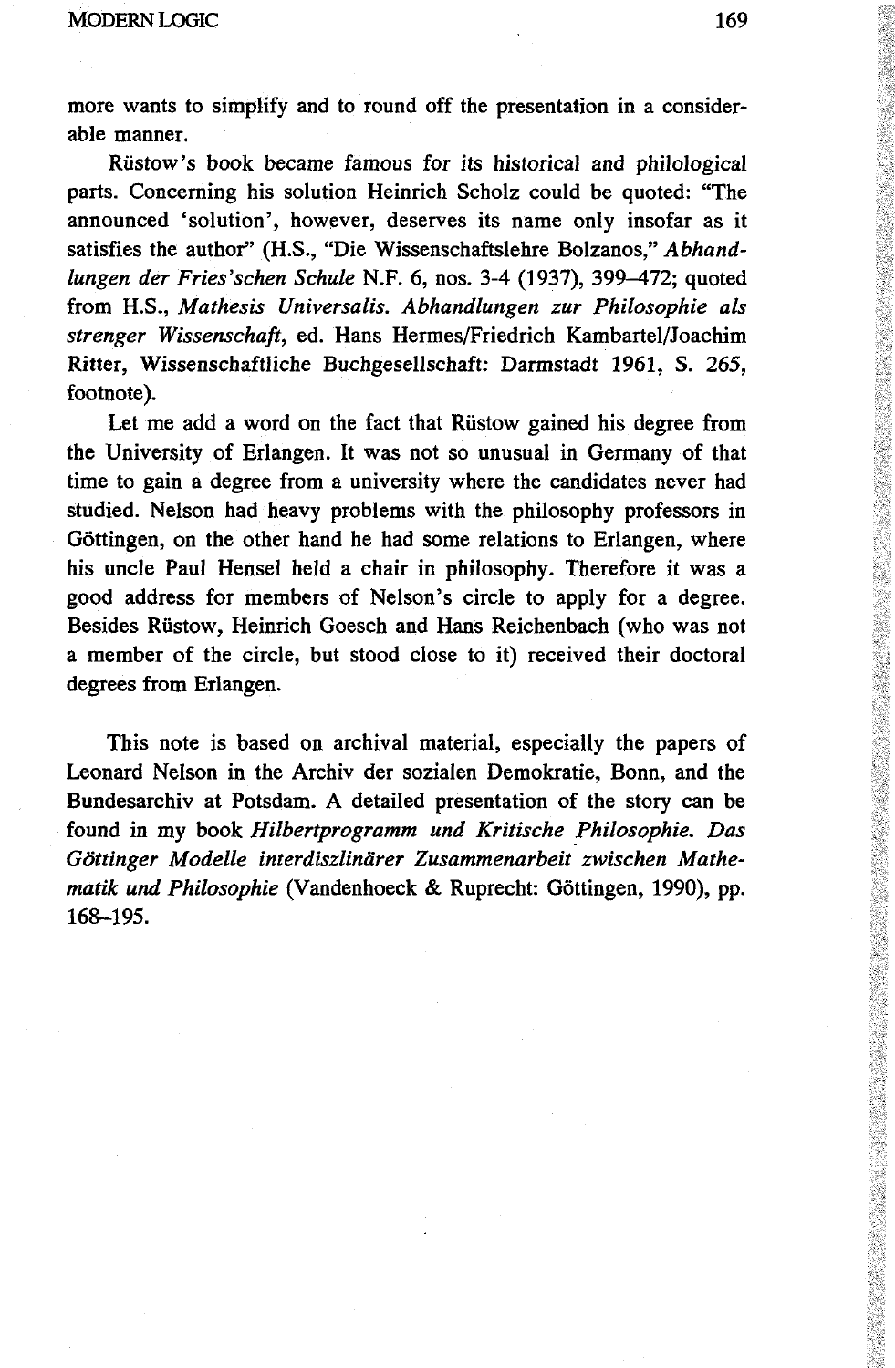more wants to simplify and to round off the presentation in a considerable manner.

Rüstow's book became famous for its historical and philological parts. Concerning his solution Heinrich Scholz could be quoted: "The announced 'solution', however, deserves its name only insofar as it satisfies the author" (H.S., "Die Wissenschaftslehre Bolzanos," *Abhandlungen der Fries'schen Schule* N.F. 6, nos. 3-4 (1937), 399–472; quoted from H.S., *Mathesis Universalis. Abhandlungen zur Philosophie als strenger Wissenschaft*, ed. Hans Hermes/Friedrich Kambartel/Joachim Ritter, Wissenschaftliche Buchgesellschaft: Darmstadt 1961, S. 265, footnote).

Let me add a word on the fact that Rüstow gained his degree from the University of Erlangen. It was not so unusual in Germany of that time to gain a degree from a university where the candidates never had studied. Nelson had heavy problems with the philosophy professors in Göttingen, on the other hand he had some relations to Erlangen, where his uncle Paul Hensel held a chair in philosophy. Therefore it was a good address for members of Nelson's circle to apply for a degree. Besides Rüstow, Heinrich Goesch and Hans Reichenbach (who was not a member of the circle, but stood close to it) received their doctoral degrees from Erlangen.

This note is based on archival material, especially the papers of Leonard Nelson in the Archiv der sozialen Demokratie, Bonn, and the Bundesarchiv at Potsdam. A detailed presentation of the story can be found in my book *Hilbertprogramm und Kritische Philosophie. Das Göttinger Modelle interdiszlinärer Zusammenarbeit zwischen Mathematik und Philosophie* (Vandenhoeck & Ruprecht: Göttingen, 1990), pp. 168–195.